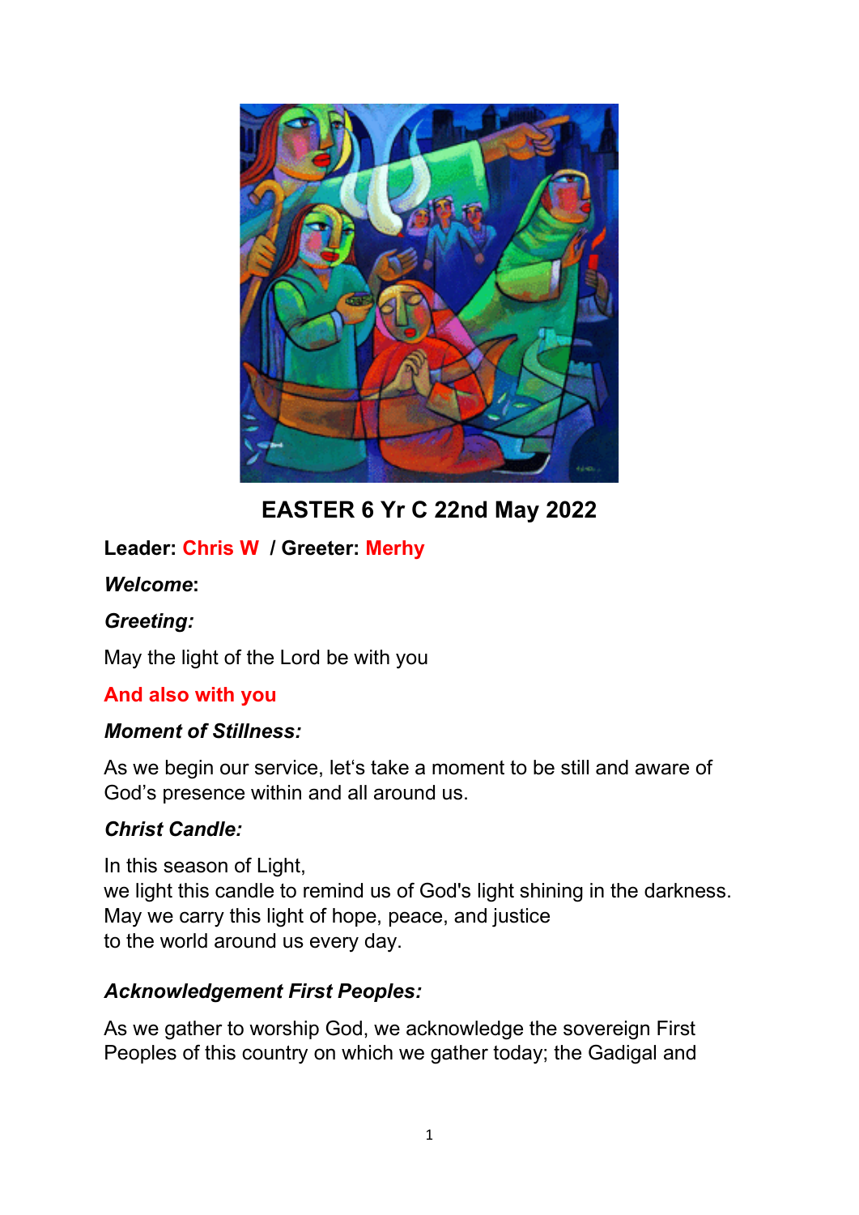# EASTER 6 Yr C 22nd May 2022

**Leader: Chris W / Greeter: Merhy**

***Welcome*:**

***Greeting:***

May the light of the Lord be with you

**And also with you**

***Moment of Stillness:***

As we begin our service, let's take a moment to be still and aware of God's presence within and all around us.

***Christ Candle:***

In this season of Light,
we light this candle to remind us of God's light shining in the darkness.
May we carry this light of hope, peace, and justice
to the world around us every day.

***Acknowledgement First Peoples:***

As we gather to worship God, we acknowledge the sovereign First Peoples of this country on which we gather today; the Gadigal and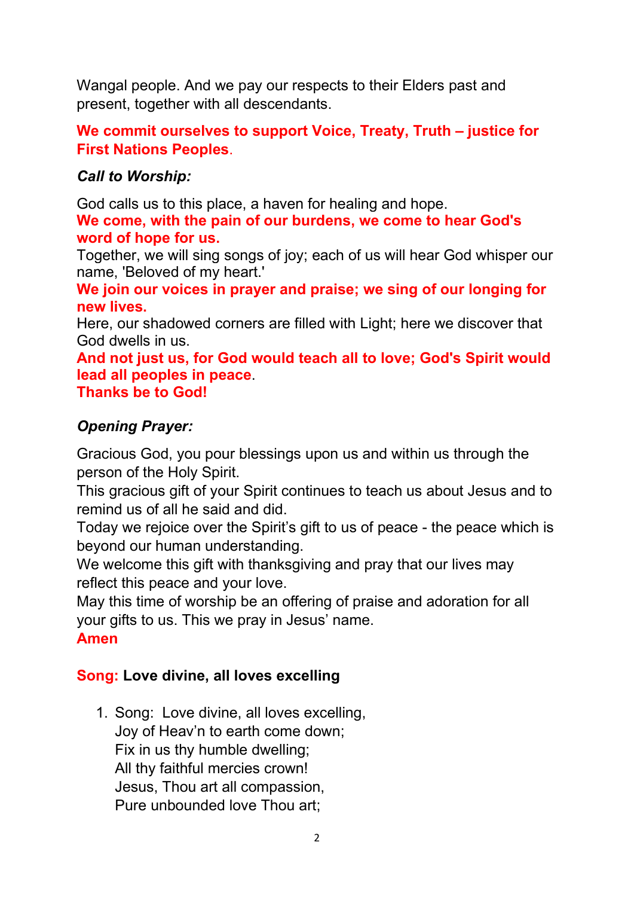Wangal people. And we pay our respects to their Elders past and present, together with all descendants.

**We commit ourselves to support Voice, Treaty, Truth – justice for First Nations Peoples**.

### *Call to Worship:*

God calls us to this place, a haven for healing and hope.
**We come, with the pain of our burdens, we come to hear God's word of hope for us.**
Together, we will sing songs of joy; each of us will hear God whisper our name, 'Beloved of my heart.'
**We join our voices in prayer and praise; we sing of our longing for new lives.**
Here, our shadowed corners are filled with Light; here we discover that God dwells in us.
**And not just us, for God would teach all to love; God's Spirit would lead all peoples in peace**.
**Thanks be to God!**

### *Opening Prayer:*

Gracious God, you pour blessings upon us and within us through the person of the Holy Spirit.
This gracious gift of your Spirit continues to teach us about Jesus and to remind us of all he said and did.
Today we rejoice over the Spirit's gift to us of peace - the peace which is beyond our human understanding.
We welcome this gift with thanksgiving and pray that our lives may reflect this peace and your love.
May this time of worship be an offering of praise and adoration for all your gifts to us. This we pray in Jesus' name.
**Amen**

### **Song: Love divine, all loves excelling**

1. Song: Love divine, all loves excelling,
   Joy of Heav'n to earth come down;
   Fix in us thy humble dwelling;
   All thy faithful mercies crown!
   Jesus, Thou art all compassion,
   Pure unbounded love Thou art;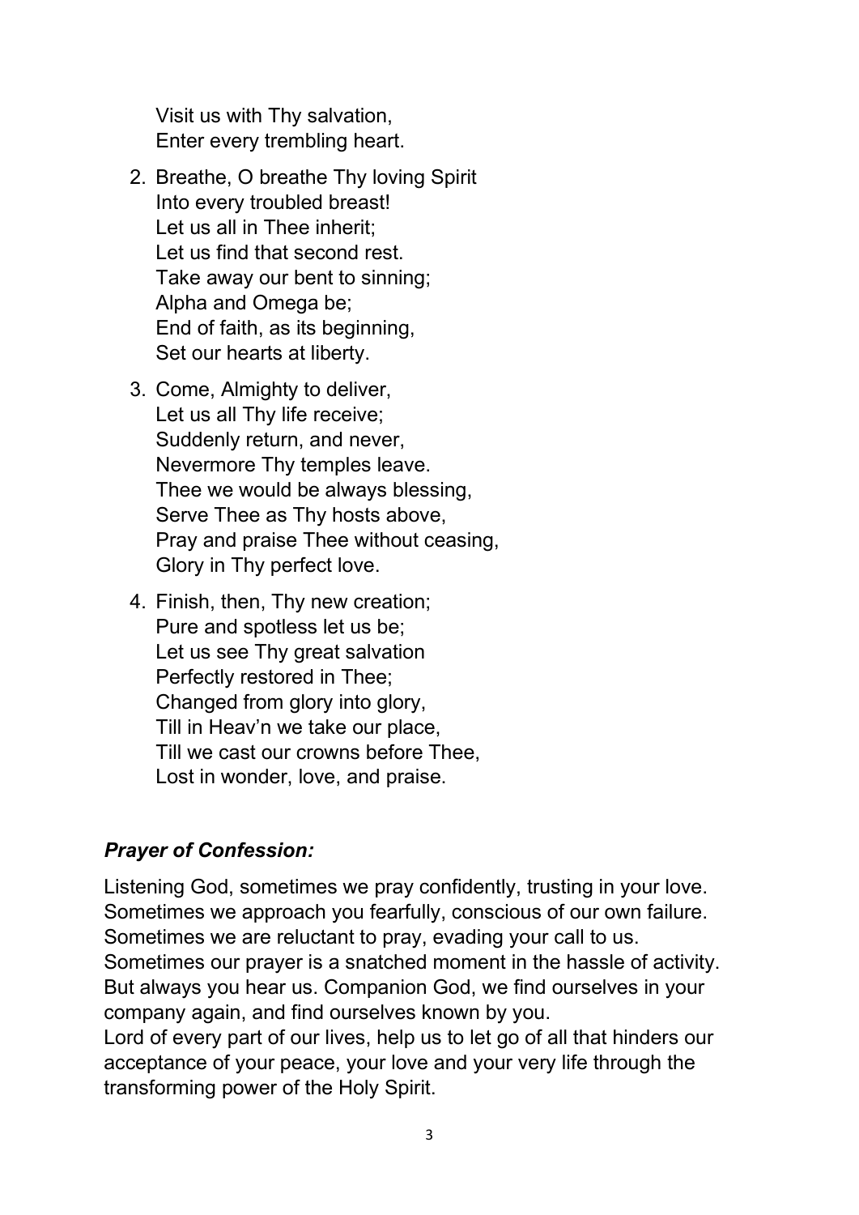Visit us with Thy salvation,
Enter every trembling heart.

2. Breathe, O breathe Thy loving Spirit
   Into every troubled breast!
   Let us all in Thee inherit;
   Let us find that second rest.
   Take away our bent to sinning;
   Alpha and Omega be;
   End of faith, as its beginning,
   Set our hearts at liberty.

3. Come, Almighty to deliver,
   Let us all Thy life receive;
   Suddenly return, and never,
   Nevermore Thy temples leave.
   Thee we would be always blessing,
   Serve Thee as Thy hosts above,
   Pray and praise Thee without ceasing,
   Glory in Thy perfect love.

4. Finish, then, Thy new creation;
   Pure and spotless let us be;
   Let us see Thy great salvation
   Perfectly restored in Thee;
   Changed from glory into glory,
   Till in Heav'n we take our place,
   Till we cast our crowns before Thee,
   Lost in wonder, love, and praise.

***Prayer of Confession:***

Listening God, sometimes we pray confidently, trusting in your love. Sometimes we approach you fearfully, conscious of our own failure. Sometimes we are reluctant to pray, evading your call to us. Sometimes our prayer is a snatched moment in the hassle of activity. But always you hear us. Companion God, we find ourselves in your company again, and find ourselves known by you.
Lord of every part of our lives, help us to let go of all that hinders our acceptance of your peace, your love and your very life through the transforming power of the Holy Spirit.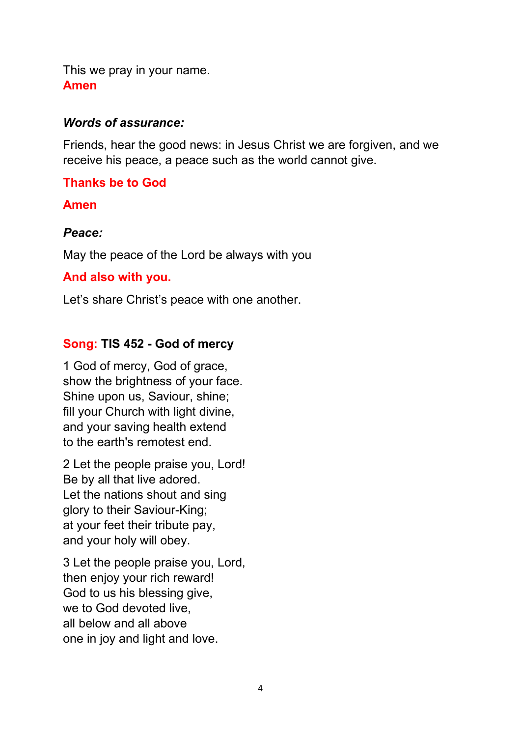This we pray in your name.
**Amen**

***Words of assurance:***

Friends, hear the good news: in Jesus Christ we are forgiven, and we receive his peace, a peace such as the world cannot give.

**Thanks be to God**

**Amen**

***Peace:***

May the peace of the Lord be always with you

**And also with you.**

Let's share Christ's peace with one another.

**Song: TIS 452 - God of mercy**

1 God of mercy, God of grace,
show the brightness of your face.
Shine upon us, Saviour, shine;
fill your Church with light divine,
and your saving health extend
to the earth's remotest end.

2 Let the people praise you, Lord!
Be by all that live adored.
Let the nations shout and sing
glory to their Saviour-King;
at your feet their tribute pay,
and your holy will obey.

3 Let the people praise you, Lord,
then enjoy your rich reward!
God to us his blessing give,
we to God devoted live,
all below and all above
one in joy and light and love.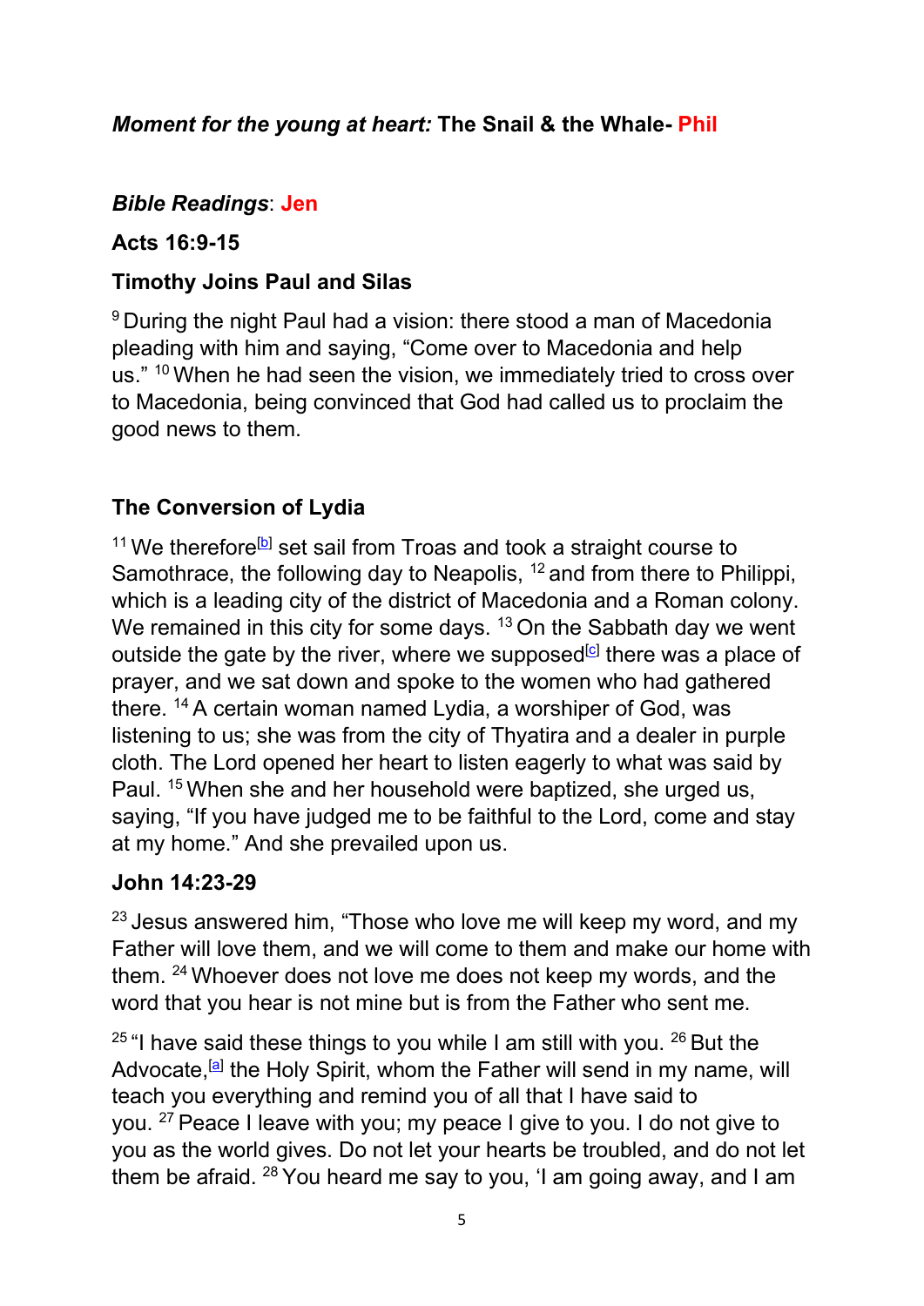***Moment for the young at heart:* The Snail & the Whale- Phil**

***Bible Readings*: Jen**

**Acts 16:9-15**

**Timothy Joins Paul and Silas**

[9] During the night Paul had a vision: there stood a man of Macedonia pleading with him and saying, "Come over to Macedonia and help us." [10] When he had seen the vision, we immediately tried to cross over to Macedonia, being convinced that God had called us to proclaim the good news to them.

**The Conversion of Lydia**

[11] We therefore[b] set sail from Troas and took a straight course to Samothrace, the following day to Neapolis, [12] and from there to Philippi, which is a leading city of the district of Macedonia and a Roman colony. We remained in this city for some days. [13] On the Sabbath day we went outside the gate by the river, where we supposed[c] there was a place of prayer, and we sat down and spoke to the women who had gathered there. [14] A certain woman named Lydia, a worshiper of God, was listening to us; she was from the city of Thyatira and a dealer in purple cloth. The Lord opened her heart to listen eagerly to what was said by Paul. [15] When she and her household were baptized, she urged us, saying, "If you have judged me to be faithful to the Lord, come and stay at my home." And she prevailed upon us.

**John 14:23-29**

[23] Jesus answered him, "Those who love me will keep my word, and my Father will love them, and we will come to them and make our home with them. [24] Whoever does not love me does not keep my words, and the word that you hear is not mine but is from the Father who sent me.

[25] "I have said these things to you while I am still with you. [26] But the Advocate,[a] the Holy Spirit, whom the Father will send in my name, will teach you everything and remind you of all that I have said to you. [27] Peace I leave with you; my peace I give to you. I do not give to you as the world gives. Do not let your hearts be troubled, and do not let them be afraid. [28] You heard me say to you, 'I am going away, and I am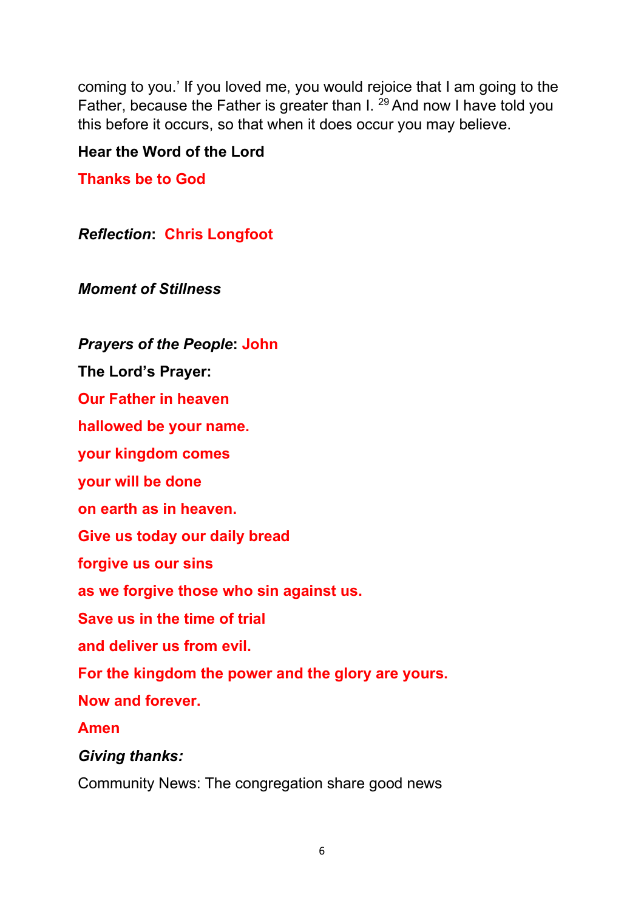coming to you.' If you loved me, you would rejoice that I am going to the Father, because the Father is greater than I. [29] And now I have told you this before it occurs, so that when it does occur you may believe.

**Hear the Word of the Lord**

**Thanks be to God**

***Reflection*: Chris Longfoot**

***Moment of Stillness***

***Prayers of the People*: John**

**The Lord's Prayer:**

**Our Father in heaven**

**hallowed be your name.**

**your kingdom comes**

**your will be done**

**on earth as in heaven.**

**Give us today our daily bread**

**forgive us our sins**

**as we forgive those who sin against us.**

**Save us in the time of trial**

**and deliver us from evil.**

**For the kingdom the power and the glory are yours.**

**Now and forever.**

**Amen**

***Giving thanks:***

Community News: The congregation share good news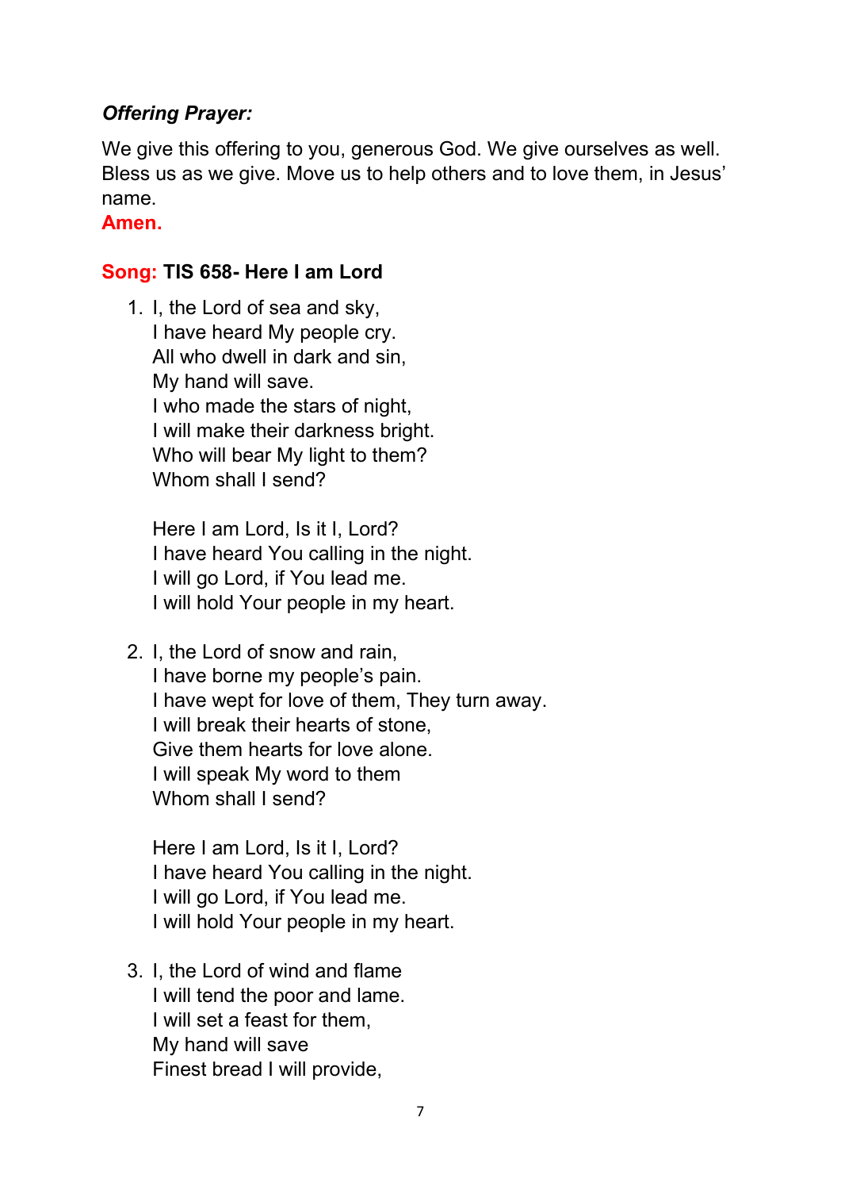***Offering Prayer:***

We give this offering to you, generous God. We give ourselves as well. Bless us as we give. Move us to help others and to love them, in Jesus' name.
**Amen.**

**Song: TIS 658- Here I am Lord**

1. I, the Lord of sea and sky,
   I have heard My people cry.
   All who dwell in dark and sin,
   My hand will save.
   I who made the stars of night,
   I will make their darkness bright.
   Who will bear My light to them?
   Whom shall I send?

   Here I am Lord, Is it I, Lord?
   I have heard You calling in the night.
   I will go Lord, if You lead me.
   I will hold Your people in my heart.

2. I, the Lord of snow and rain,
   I have borne my people's pain.
   I have wept for love of them, They turn away.
   I will break their hearts of stone,
   Give them hearts for love alone.
   I will speak My word to them
   Whom shall I send?

   Here I am Lord, Is it I, Lord?
   I have heard You calling in the night.
   I will go Lord, if You lead me.
   I will hold Your people in my heart.

3. I, the Lord of wind and flame
   I will tend the poor and lame.
   I will set a feast for them,
   My hand will save
   Finest bread I will provide,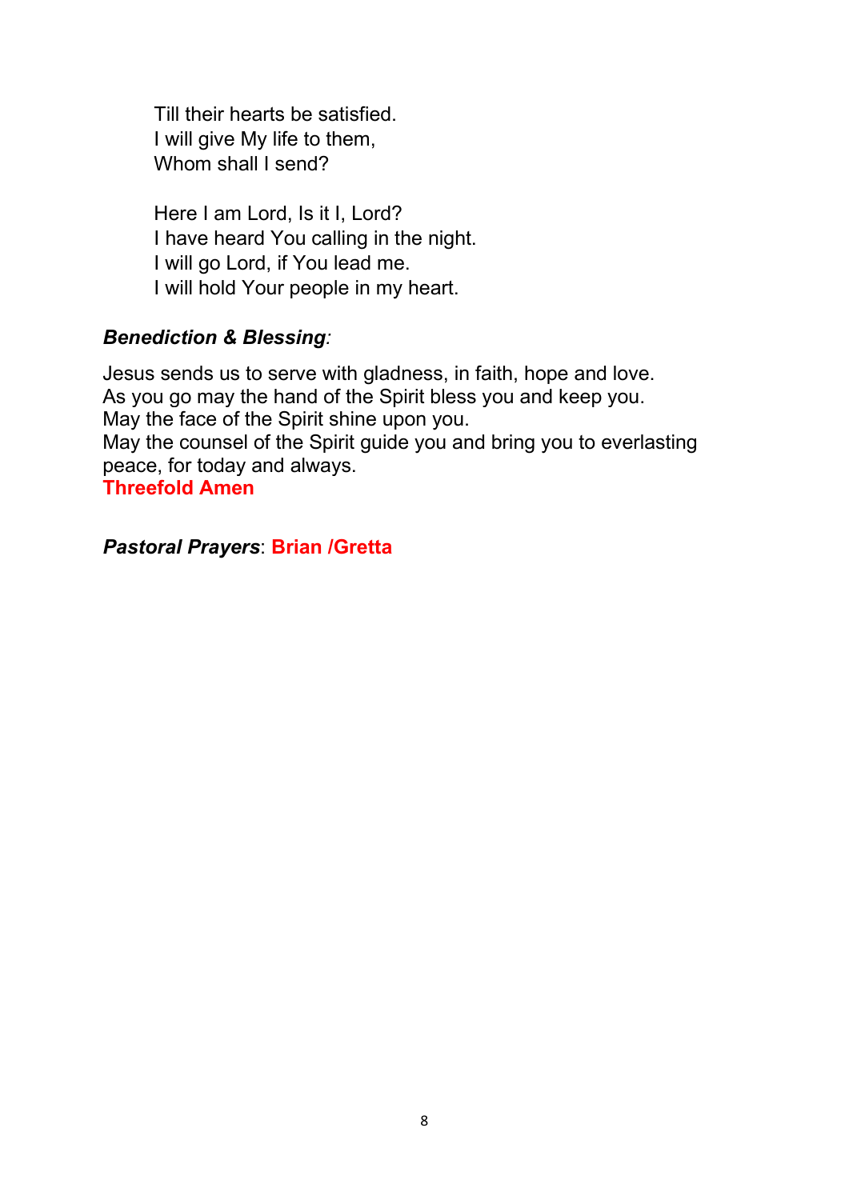Till their hearts be satisfied.
I will give My life to them,
Whom shall I send?

Here I am Lord, Is it I, Lord?
I have heard You calling in the night.
I will go Lord, if You lead me.
I will hold Your people in my heart.

***Benediction & Blessing**:*

Jesus sends us to serve with gladness, in faith, hope and love.
As you go may the hand of the Spirit bless you and keep you.
May the face of the Spirit shine upon you.
May the counsel of the Spirit guide you and bring you to everlasting peace, for today and always.
**Threefold Amen**

***Pastoral Prayers***: **Brian /Gretta**